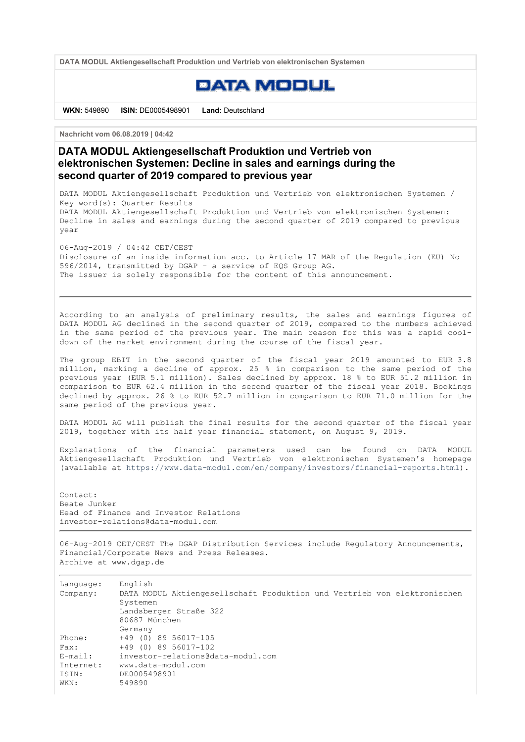DATA MODUL Aktiengesellschaft Produktion und Vertrieb von elektronischen Systemen

DATA MODUL

**WKN:** 549890 **ISIN:** DE0005498901 **Land:** Deutschland

**Nachricht vom 06.08.2019 | 04:42**

# DATA MODUL Aktiengesellschaft Produktion und Vertrieb von elektronischen Systemen: Decline in sales and earnings during the second quarter of 2019 compared to previous year

DATA MODUL Aktiengesellschaft Produktion und Vertrieb von elektronischen Systemen / Key word(s): Quarter Results
DATA MODUL Aktiengesellschaft Produktion und Vertrieb von elektronischen Systemen: Decline in sales and earnings during the second quarter of 2019 compared to previous year

06-Aug-2019 / 04:42 CET/CEST
Disclosure of an inside information acc. to Article 17 MAR of the Regulation (EU) No 596/2014, transmitted by DGAP - a service of EQS Group AG.
The issuer is solely responsible for the content of this announcement.

---

According to an analysis of preliminary results, the sales and earnings figures of DATA MODUL AG declined in the second quarter of 2019, compared to the numbers achieved in the same period of the previous year. The main reason for this was a rapid cool-down of the market environment during the course of the fiscal year.

The group EBIT in the second quarter of the fiscal year 2019 amounted to EUR 3.8 million, marking a decline of approx. 25 % in comparison to the same period of the previous year (EUR 5.1 million). Sales declined by approx. 18 % to EUR 51.2 million in comparison to EUR 62.4 million in the second quarter of the fiscal year 2018. Bookings declined by approx. 26 % to EUR 52.7 million in comparison to EUR 71.0 million for the same period of the previous year.

DATA MODUL AG will publish the final results for the second quarter of the fiscal year 2019, together with its half year financial statement, on August 9, 2019.

Explanations of the financial parameters used can be found on DATA MODUL Aktiengesellschaft Produktion und Vertrieb von elektronischen Systemen's homepage (available at https://www.data-modul.com/en/company/investors/financial-reports.html).

Contact:
Beate Junker
Head of Finance and Investor Relations
investor-relations@data-modul.com

---

06-Aug-2019 CET/CEST The DGAP Distribution Services include Regulatory Announcements, Financial/Corporate News and Press Releases.
Archive at www.dgap.de

---

| | |
|---|---|
| Language: | English |
| Company: | DATA MODUL Aktiengesellschaft Produktion und Vertrieb von elektronischen Systemen<br>Landsberger Straße 322<br>80687 München<br>Germany |
| Phone: | +49 (0) 89 56017-105 |
| Fax: | +49 (0) 89 56017-102 |
| E-mail: | investor-relations@data-modul.com |
| Internet: | www.data-modul.com |
| ISIN: | DE0005498901 |
| WKN: | 549890 |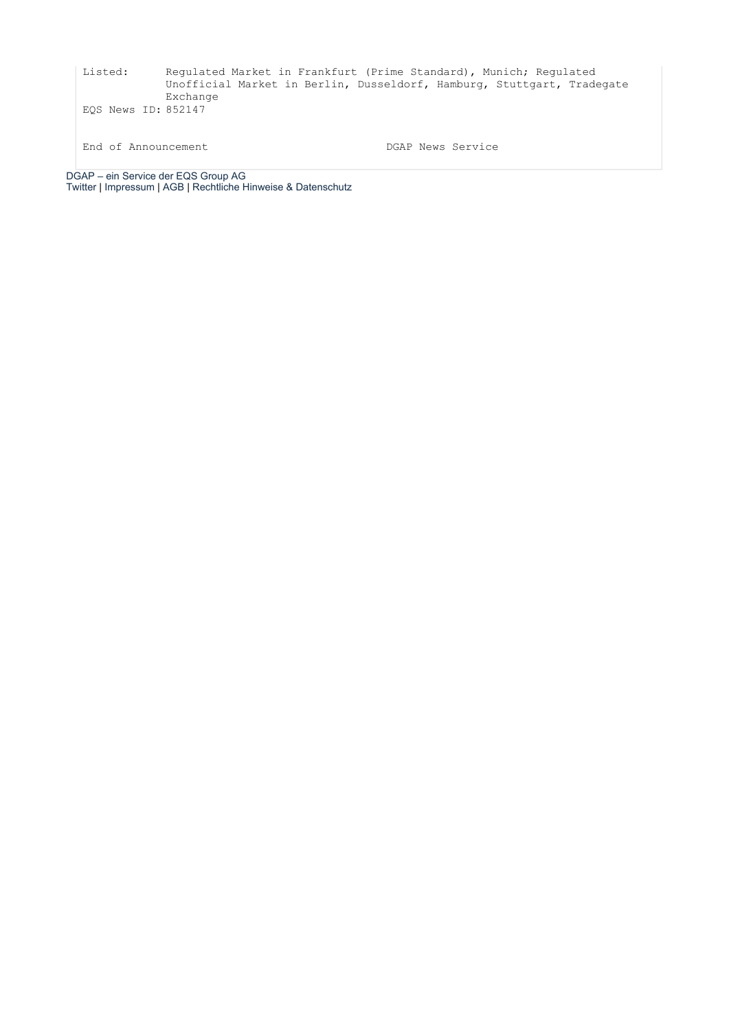| | |
|---|---|
| Listed: | Regulated Market in Frankfurt (Prime Standard), Munich; Regulated Unofficial Market in Berlin, Dusseldorf, Hamburg, Stuttgart, Tradegate Exchange |
| EQS News ID: | 852147 |

End of Announcement DGAP News Service

DGAP – ein Service der EQS Group AG
Twitter | Impressum | AGB | Rechtliche Hinweise & Datenschutz